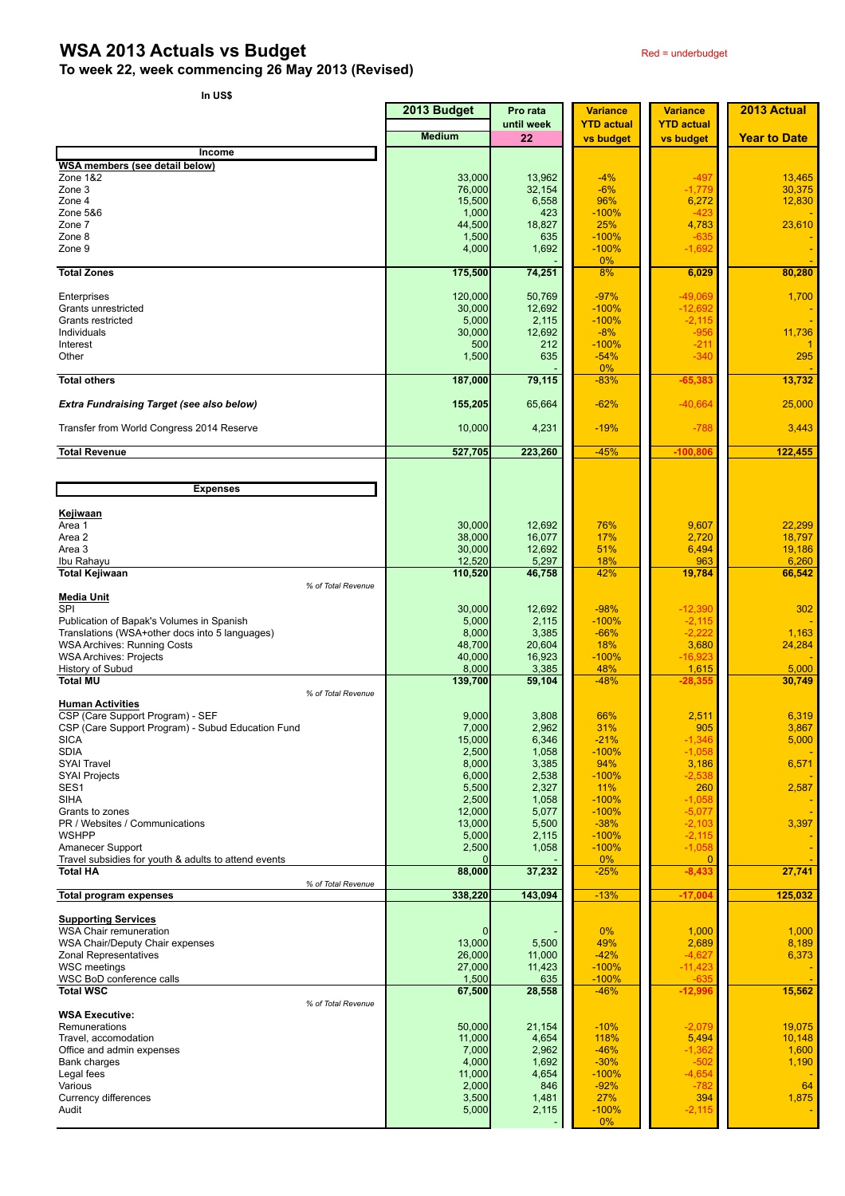# WSA 2013 Actuals vs Budget

Red = underbudget

## To week 22, week commencing 26 May 2013 (Revised)

In US$

| | 2013 Budget | Pro rata until week | Variance YTD actual vs budget | Variance YTD actual vs budget | 2013 Actual |
|---|---|---|---|---|---|
| | Medium | 22 | | | Year to Date |
| **Income** | | | | | |
| **WSA members (see detail below)** | | | | | |
| Zone 1&2 | 33,000 | 13,962 | -4% | -497 | 13,465 |
| Zone 3 | 76,000 | 32,154 | -6% | -1,779 | 30,375 |
| Zone 4 | 15,500 | 6,558 | 96% | 6,272 | 12,830 |
| Zone 5&6 | 1,000 | 423 | -100% | -423 | - |
| Zone 7 | 44,500 | 18,827 | 25% | 4,783 | 23,610 |
| Zone 8 | 1,500 | 635 | -100% | -635 | - |
| Zone 9 | 4,000 | 1,692 | -100% | -1,692 | - |
| | | - | 0% | | - |
| **Total Zones** | **175,500** | **74,251** | 8% | **6,029** | **80,280** |
| Enterprises | 120,000 | 50,769 | -97% | -49,069 | 1,700 |
| Grants unrestricted | 30,000 | 12,692 | -100% | -12,692 | - |
| Grants restricted | 5,000 | 2,115 | -100% | -2,115 | - |
| Individuals | 30,000 | 12,692 | -8% | -956 | 11,736 |
| Interest | 500 | 212 | -100% | -211 | 1 |
| Other | 1,500 | 635 | -54% | -340 | 295 |
| | | - | 0% | | - |
| **Total others** | **187,000** | **79,115** | -83% | **-65,383** | **13,732** |
| ***Extra Fundraising Target (see also below)*** | **155,205** | 65,664 | -62% | -40,664 | 25,000 |
| Transfer from World Congress 2014 Reserve | 10,000 | 4,231 | -19% | -788 | 3,443 |
| **Total Revenue** | **527,705** | **223,260** | -45% | **-100,806** | **122,455** |
| **Expenses** | | | | | |
| **Kejiwaan** | | | | | |
| Area 1 | 30,000 | 12,692 | 76% | 9,607 | 22,299 |
| Area 2 | 38,000 | 16,077 | 17% | 2,720 | 18,797 |
| Area 3 | 30,000 | 12,692 | 51% | 6,494 | 19,186 |
| Ibu Rahayu | 12,520 | 5,297 | 18% | 963 | 6,260 |
| **Total Kejiwaan** | **110,520** | **46,758** | 42% | **19,784** | **66,542** |
| *% of Total Revenue* | | | | | |
| **Media Unit** | | | | | |
| SPI | 30,000 | 12,692 | -98% | -12,390 | 302 |
| Publication of Bapak's Volumes in Spanish | 5,000 | 2,115 | -100% | -2,115 | - |
| Translations (WSA+other docs into 5 languages) | 8,000 | 3,385 | -66% | -2,222 | 1,163 |
| WSA Archives: Running Costs | 48,700 | 20,604 | 18% | 3,680 | 24,284 |
| WSA Archives: Projects | 40,000 | 16,923 | -100% | -16,923 | - |
| History of Subud | 8,000 | 3,385 | 48% | 1,615 | 5,000 |
| **Total MU** | **139,700** | **59,104** | -48% | **-28,355** | **30,749** |
| *% of Total Revenue* | | | | | |
| **Human Activities** | | | | | |
| CSP (Care Support Program) - SEF | 9,000 | 3,808 | 66% | 2,511 | 6,319 |
| CSP (Care Support Program) - Subud Education Fund | 7,000 | 2,962 | 31% | 905 | 3,867 |
| SICA | 15,000 | 6,346 | -21% | -1,346 | 5,000 |
| SDIA | 2,500 | 1,058 | -100% | -1,058 | - |
| SYAI Travel | 8,000 | 3,385 | 94% | 3,186 | 6,571 |
| SYAI Projects | 6,000 | 2,538 | -100% | -2,538 | - |
| SES1 | 5,500 | 2,327 | 11% | 260 | 2,587 |
| SIHA | 2,500 | 1,058 | -100% | -1,058 | - |
| Grants to zones | 12,000 | 5,077 | -100% | -5,077 | - |
| PR / Websites / Communications | 13,000 | 5,500 | -38% | -2,103 | 3,397 |
| WSHPP | 5,000 | 2,115 | -100% | -2,115 | - |
| Amanecer Support | 2,500 | 1,058 | -100% | -1,058 | - |
| Travel subsidies for youth & adults to attend events | 0 | - | 0% | 0 | - |
| **Total HA** | **88,000** | **37,232** | -25% | **-8,433** | **27,741** |
| *% of Total Revenue* | | | | | |
| **Total program expenses** | **338,220** | **143,094** | -13% | **-17,004** | **125,032** |
| **Supporting Services** | | | | | |
| WSA Chair remuneration | 0 | - | 0% | 1,000 | 1,000 |
| WSA Chair/Deputy Chair expenses | 13,000 | 5,500 | 49% | 2,689 | 8,189 |
| Zonal Representatives | 26,000 | 11,000 | -42% | -4,627 | 6,373 |
| WSC meetings | 27,000 | 11,423 | -100% | -11,423 | - |
| WSC BoD conference calls | 1,500 | 635 | -100% | -635 | - |
| **Total WSC** | **67,500** | **28,558** | -46% | **-12,996** | **15,562** |
| *% of Total Revenue* | | | | | |
| **WSA Executive:** | | | | | |
| Remunerations | 50,000 | 21,154 | -10% | -2,079 | 19,075 |
| Travel, accomodation | 11,000 | 4,654 | 118% | 5,494 | 10,148 |
| Office and admin expenses | 7,000 | 2,962 | -46% | -1,362 | 1,600 |
| Bank charges | 4,000 | 1,692 | -30% | -502 | 1,190 |
| Legal fees | 11,000 | 4,654 | -100% | -4,654 | - |
| Various | 2,000 | 846 | -92% | -782 | 64 |
| Currency differences | 3,500 | 1,481 | 27% | 394 | 1,875 |
| Audit | 5,000 | 2,115 | -100% | -2,115 | - |
| | | - | 0% | | |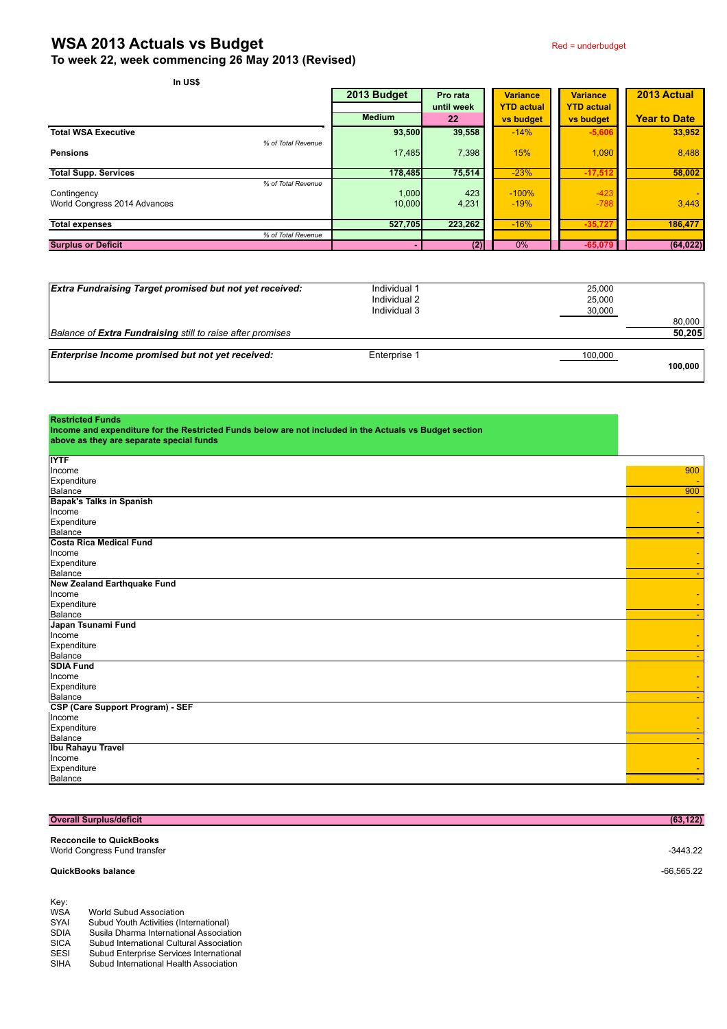# WSA 2013 Actuals vs Budget

## To week 22, week commencing 26 May 2013 (Revised)

Red = underbudget

In US$

| | | 2013 Budget | Pro rata until week | Variance YTD actual vs budget | Variance YTD actual vs budget | 2013 Actual |
|---|---|---|---|---|---|---|
| | | Medium | 22 | | | Year to Date |
| **Total WSA Executive** | | **93,500** | **39,558** | -14% | -5,606 | **33,952** |
| | *% of Total Revenue* | | | | | |
| **Pensions** | | 17,485 | 7,398 | 15% | 1,090 | 8,488 |
| **Total Supp. Services** | | **178,485** | **75,514** | -23% | -17,512 | **58,002** |
| | *% of Total Revenue* | | | | | |
| Contingency | | 1,000 | 423 | -100% | -423 | - |
| World Congress 2014 Advances | | 10,000 | 4,231 | -19% | -788 | 3,443 |
| **Total expenses** | | **527,705** | **223,262** | -16% | -35,727 | **186,477** |
| | *% of Total Revenue* | | | | | |
| **Surplus or Deficit** | | **-** | **(2)** | 0% | -65,079 | **(64,022)** |

| | | | |
|---|---|---|---|
| ***Extra Fundraising Target promised but not yet received:*** | Individual 1 | 25,000 | |
| | Individual 2 | 25,000 | |
| | Individual 3 | 30,000 | |
| | | | 80,000 |
| *Balance of **Extra Fundraising** still to raise after promises* | | | **50,205** |
| ***Enterprise Income promised but not yet received:*** | Enterprise 1 | 100,000 | |
| | | | **100,000** |

**Restricted Funds**
**Income and expenditure for the Restricted Funds below are not included in the Actuals vs Budget section above as they are separate special funds**

| | |
|---|---|
| **IYTF** | |
| Income | 900 |
| Expenditure | - |
| Balance | 900 |
| **Bapak's Talks in Spanish** | |
| Income | - |
| Expenditure | - |
| Balance | - |
| **Costa Rica Medical Fund** | |
| Income | - |
| Expenditure | - |
| Balance | - |
| **New Zealand Earthquake Fund** | |
| Income | - |
| Expenditure | - |
| Balance | - |
| **Japan Tsunami Fund** | |
| Income | - |
| Expenditure | - |
| Balance | - |
| **SDIA Fund** | |
| Income | - |
| Expenditure | - |
| Balance | - |
| **CSP (Care Support Program) - SEF** | |
| Income | - |
| Expenditure | - |
| Balance | - |
| **Ibu Rahayu Travel** | |
| Income | - |
| Expenditure | - |
| Balance | - |

| | |
|---|---|
| **Overall Surplus/deficit** | **(63,122)** |
| **Recconcile to QuickBooks** | |
| World Congress Fund transfer | -3443.22 |
| **QuickBooks balance** | -66,565.22 |

Key:

| | |
|---|---|
| WSA | World Subud Association |
| SYAI | Subud Youth Activities (International) |
| SDIA | Susila Dharma International Association |
| SICA | Subud International Cultural Association |
| SESI | Subud Enterprise Services International |
| SIHA | Subud International Health Association |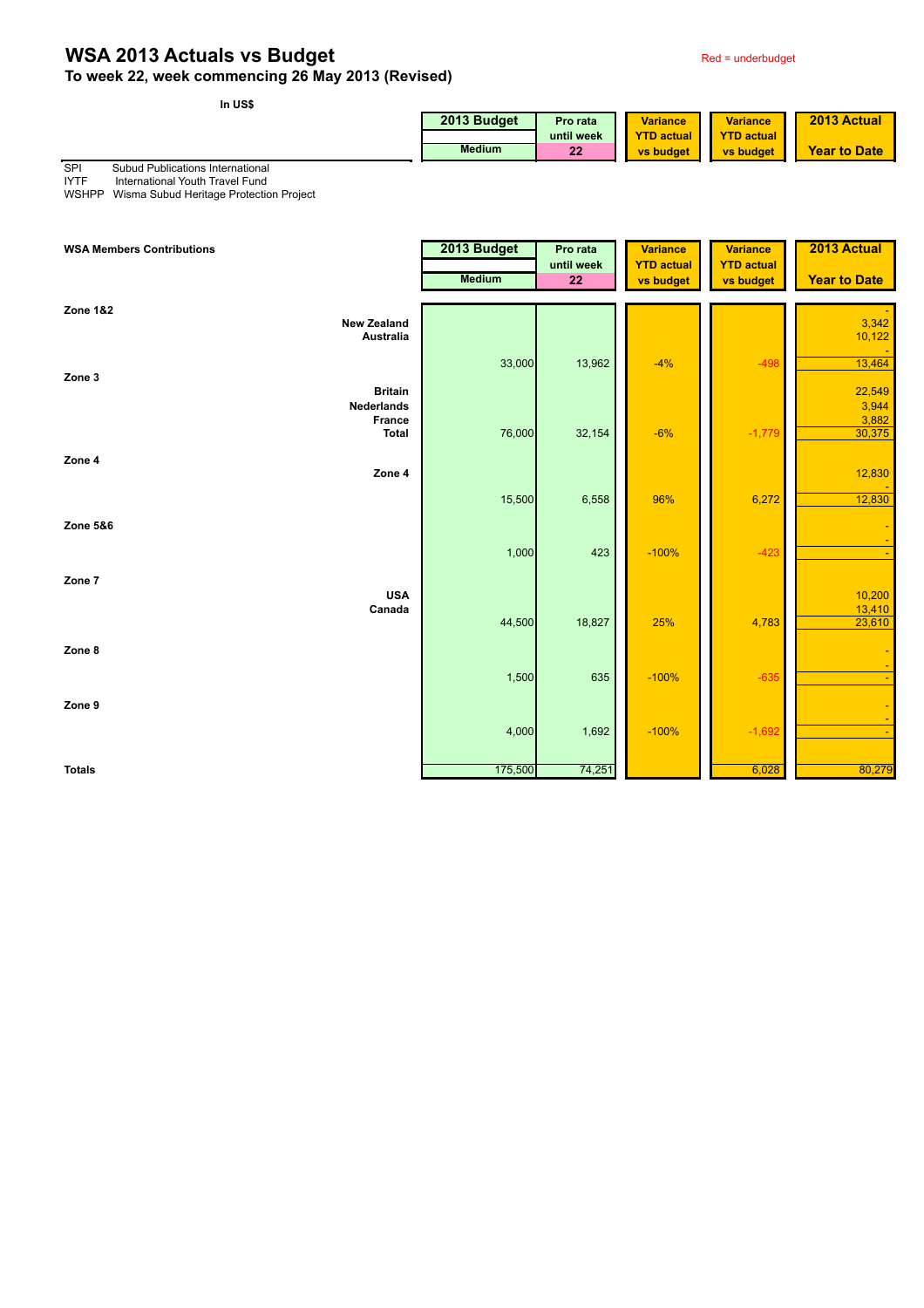# WSA 2013 Actuals vs Budget

## To week 22, week commencing 26 May 2013 (Revised)

Red = underbudget

In US$

| | 2013 Budget Medium | Pro rata until week 22 | Variance YTD actual vs budget | Variance YTD actual vs budget | 2013 Actual Year to Date |
|---|---|---|---|---|---|

SPI Subud Publications International
IYTF International Youth Travel Fund
WSHPP Wisma Subud Heritage Protection Project

| WSA Members Contributions | | 2013 Budget Medium | Pro rata until week 22 | Variance YTD actual vs budget | Variance YTD actual vs budget | 2013 Actual Year to Date |
|---|---|---|---|---|---|---|
| **Zone 1&2** | | | | | | - |
| | **New Zealand** | | | | | 3,342 |
| | **Australia** | | | | | 10,122 |
| | | | | | | - |
| | | 33,000 | 13,962 | -4% | -498 | 13,464 |
| **Zone 3** | | | | | | |
| | **Britain** | | | | | 22,549 |
| | **Nederlands** | | | | | 3,944 |
| | **France** | | | | | 3,882 |
| | **Total** | 76,000 | 32,154 | -6% | -1,779 | 30,375 |
| **Zone 4** | | | | | | |
| | **Zone 4** | | | | | 12,830 |
| | | | | | | - |
| | | 15,500 | 6,558 | 96% | 6,272 | 12,830 |
| **Zone 5&6** | | | | | | - |
| | | | | | | - |
| | | 1,000 | 423 | -100% | -423 | - |
| **Zone 7** | | | | | | |
| | **USA** | | | | | 10,200 |
| | **Canada** | | | | | 13,410 |
| | | 44,500 | 18,827 | 25% | 4,783 | 23,610 |
| **Zone 8** | | | | | | - |
| | | | | | | - |
| | | 1,500 | 635 | -100% | -635 | - |
| **Zone 9** | | | | | | - |
| | | | | | | - |
| | | 4,000 | 1,692 | -100% | -1,692 | - |
| **Totals** | | 175,500 | 74,251 | | 6,028 | 80,279 |